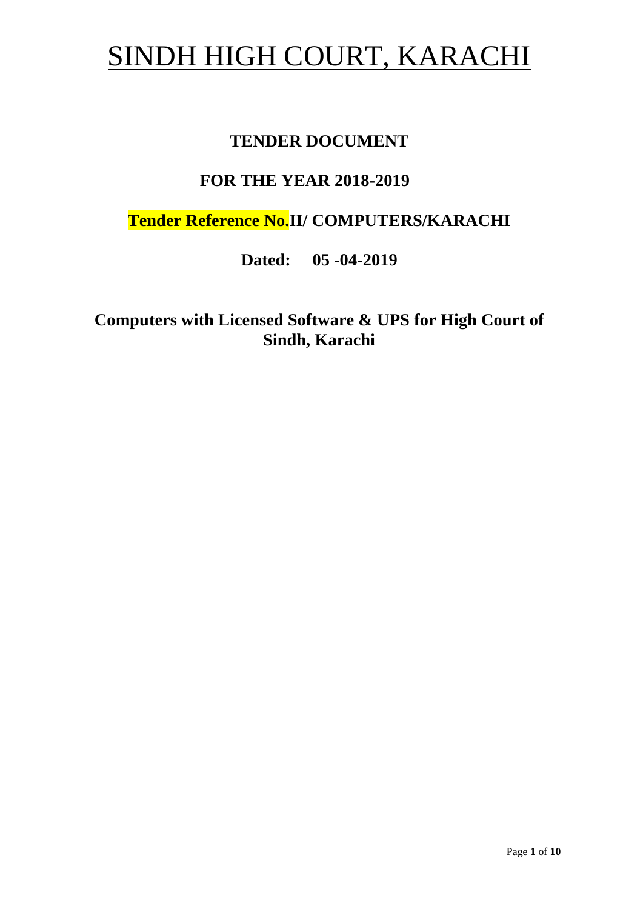# SINDH HIGH COURT, KARACHI

## TENDER DOCUMENT

## FOR THE YEAR 2018-2019

## Tender Reference No.II/ COMPUTERS/KARACHI

**Dated: 05 -04-2019**

## Computers with Licensed Software & UPS for High Court of Sindh, Karachi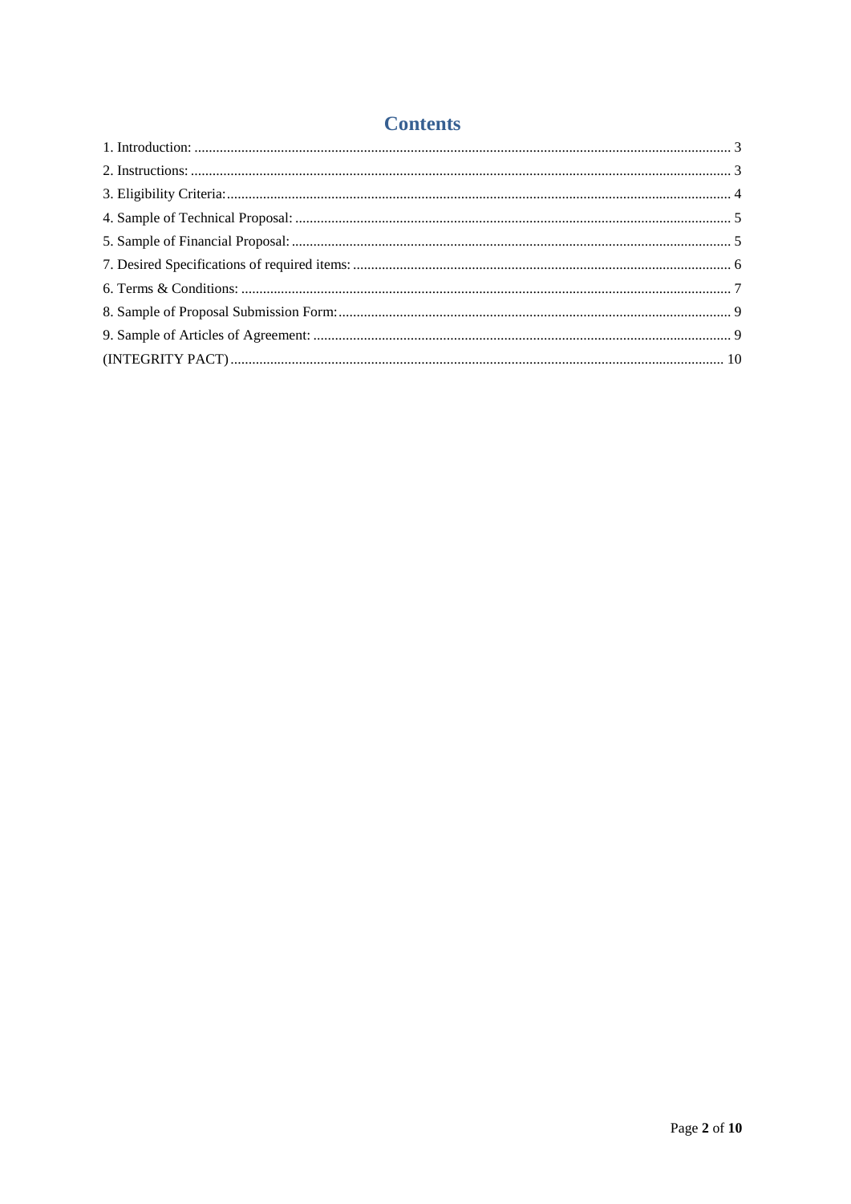# Contents

1. Introduction: ........................................................................................................................................ 3
2. Instructions: ........................................................................................................................................ 3
3. Eligibility Criteria:.............................................................................................................................. 4
4. Sample of Technical Proposal: ........................................................................................................... 5
5. Sample of Financial Proposal: ............................................................................................................ 5
7. Desired Specifications of required items: ........................................................................................... 6
6. Terms & Conditions: .......................................................................................................................... 7
8. Sample of Proposal Submission Form:............................................................................................... 9
9. Sample of Articles of Agreement: ...................................................................................................... 9

(INTEGRITY PACT) ............................................................................................................................ 10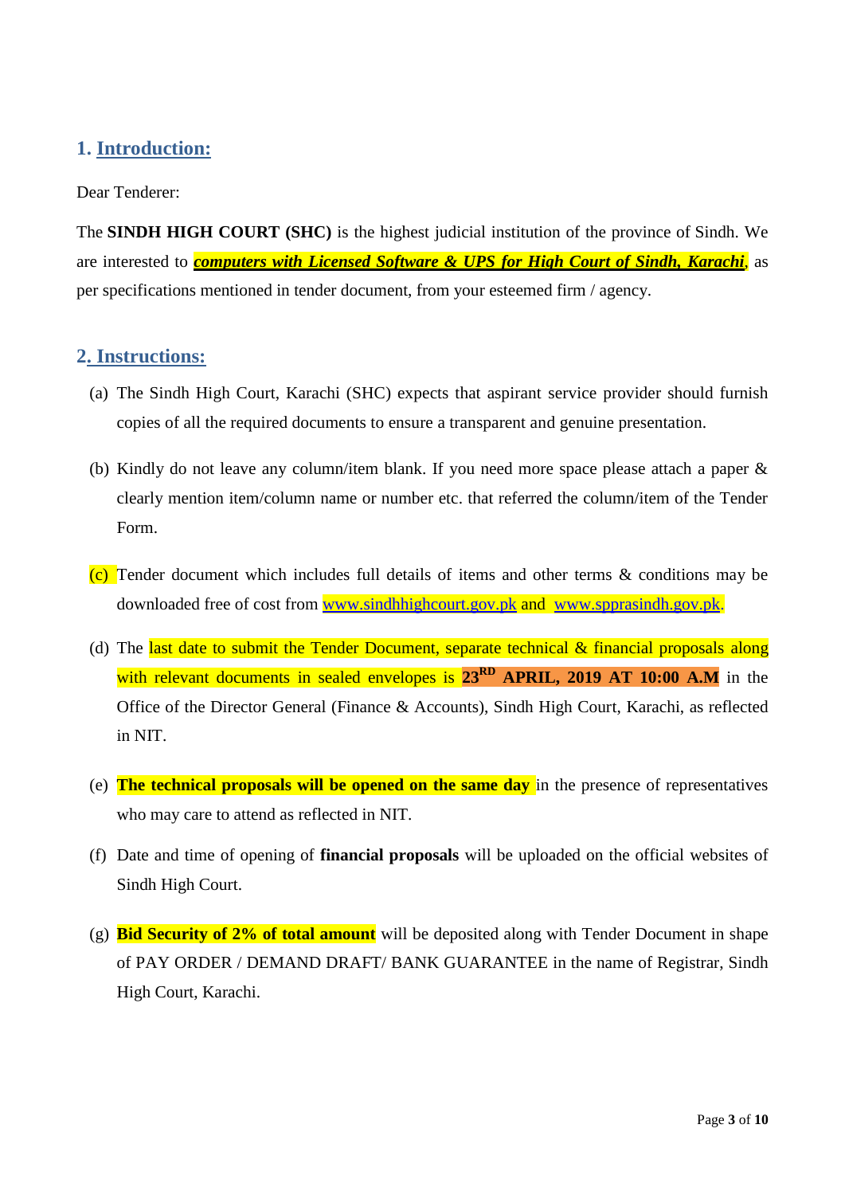## 1. Introduction:

Dear Tenderer:

The **SINDH HIGH COURT (SHC)** is the highest judicial institution of the province of Sindh. We are interested to ***computers with Licensed Software & UPS for High Court of Sindh, Karachi***, as per specifications mentioned in tender document, from your esteemed firm / agency.

## 2. Instructions:

(a) The Sindh High Court, Karachi (SHC) expects that aspirant service provider should furnish copies of all the required documents to ensure a transparent and genuine presentation.

(b) Kindly do not leave any column/item blank. If you need more space please attach a paper & clearly mention item/column name or number etc. that referred the column/item of the Tender Form.

(c) Tender document which includes full details of items and other terms & conditions may be downloaded free of cost from www.sindhhighcourt.gov.pk and www.spprasindh.gov.pk.

(d) The last date to submit the Tender Document, separate technical & financial proposals along with relevant documents in sealed envelopes is **23RD APRIL, 2019 AT 10:00 A.M** in the Office of the Director General (Finance & Accounts), Sindh High Court, Karachi, as reflected in NIT.

(e) **The technical proposals will be opened on the same day** in the presence of representatives who may care to attend as reflected in NIT.

(f) Date and time of opening of **financial proposals** will be uploaded on the official websites of Sindh High Court.

(g) **Bid Security of 2% of total amount** will be deposited along with Tender Document in shape of PAY ORDER / DEMAND DRAFT/ BANK GUARANTEE in the name of Registrar, Sindh High Court, Karachi.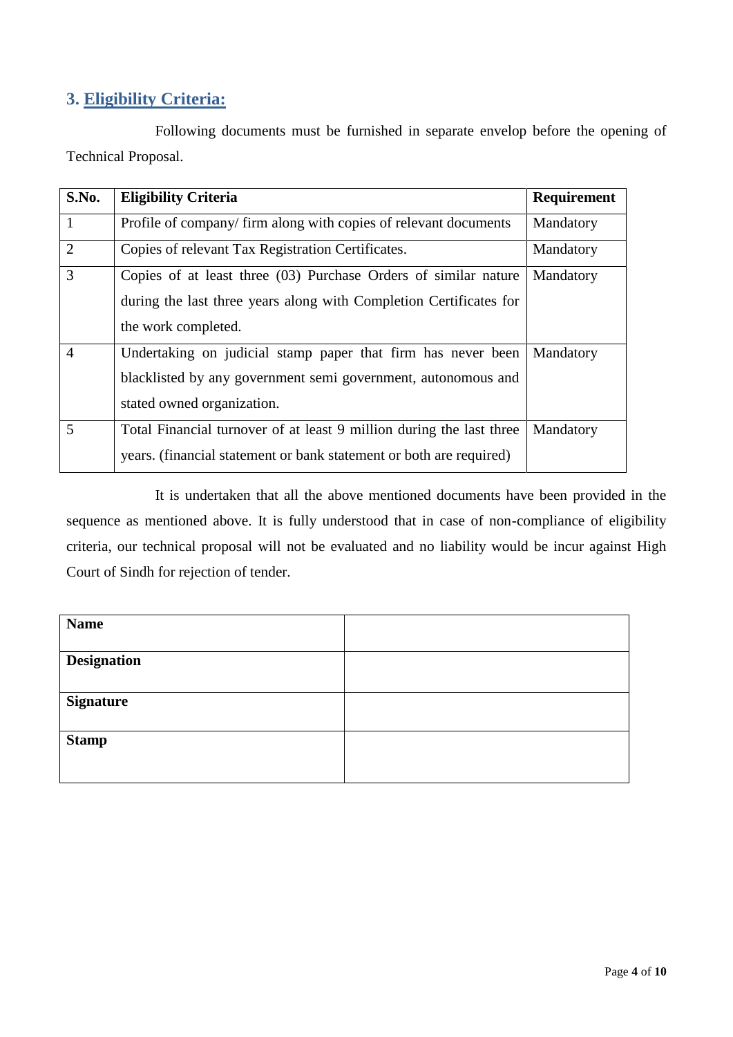## 3. Eligibility Criteria:

Following documents must be furnished in separate envelop before the opening of Technical Proposal.

| S.No. | Eligibility Criteria | Requirement |
|---|---|---|
| 1 | Profile of company/ firm along with copies of relevant documents | Mandatory |
| 2 | Copies of relevant Tax Registration Certificates. | Mandatory |
| 3 | Copies of at least three (03) Purchase Orders of similar nature during the last three years along with Completion Certificates for the work completed. | Mandatory |
| 4 | Undertaking on judicial stamp paper that firm has never been blacklisted by any government semi government, autonomous and stated owned organization. | Mandatory |
| 5 | Total Financial turnover of at least 9 million during the last three years. (financial statement or bank statement or both are required) | Mandatory |

It is undertaken that all the above mentioned documents have been provided in the sequence as mentioned above. It is fully understood that in case of non-compliance of eligibility criteria, our technical proposal will not be evaluated and no liability would be incur against High Court of Sindh for rejection of tender.

| **Name** | |
|---|---|
| **Designation** | |
| **Signature** | |
| **Stamp** | |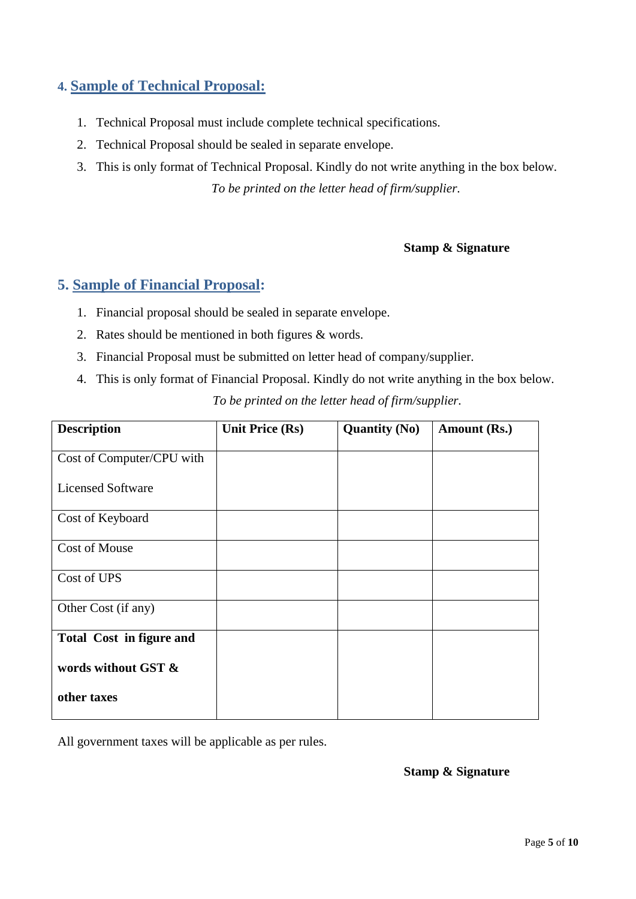## 4. Sample of Technical Proposal:

1. Technical Proposal must include complete technical specifications.
2. Technical Proposal should be sealed in separate envelope.
3. This is only format of Technical Proposal. Kindly do not write anything in the box below.

*To be printed on the letter head of firm/supplier.*

**Stamp & Signature**

## 5. Sample of Financial Proposal:

1. Financial proposal should be sealed in separate envelope.
2. Rates should be mentioned in both figures & words.
3. Financial Proposal must be submitted on letter head of company/supplier.
4. This is only format of Financial Proposal. Kindly do not write anything in the box below.

*To be printed on the letter head of firm/supplier.*

| Description | Unit Price (Rs) | Quantity (No) | Amount (Rs.) |
|---|---|---|---|
| Cost of Computer/CPU with Licensed Software | | | |
| Cost of Keyboard | | | |
| Cost of Mouse | | | |
| Cost of UPS | | | |
| Other Cost (if any) | | | |
| **Total Cost in figure and words without GST & other taxes** | | | |

All government taxes will be applicable as per rules.

**Stamp & Signature**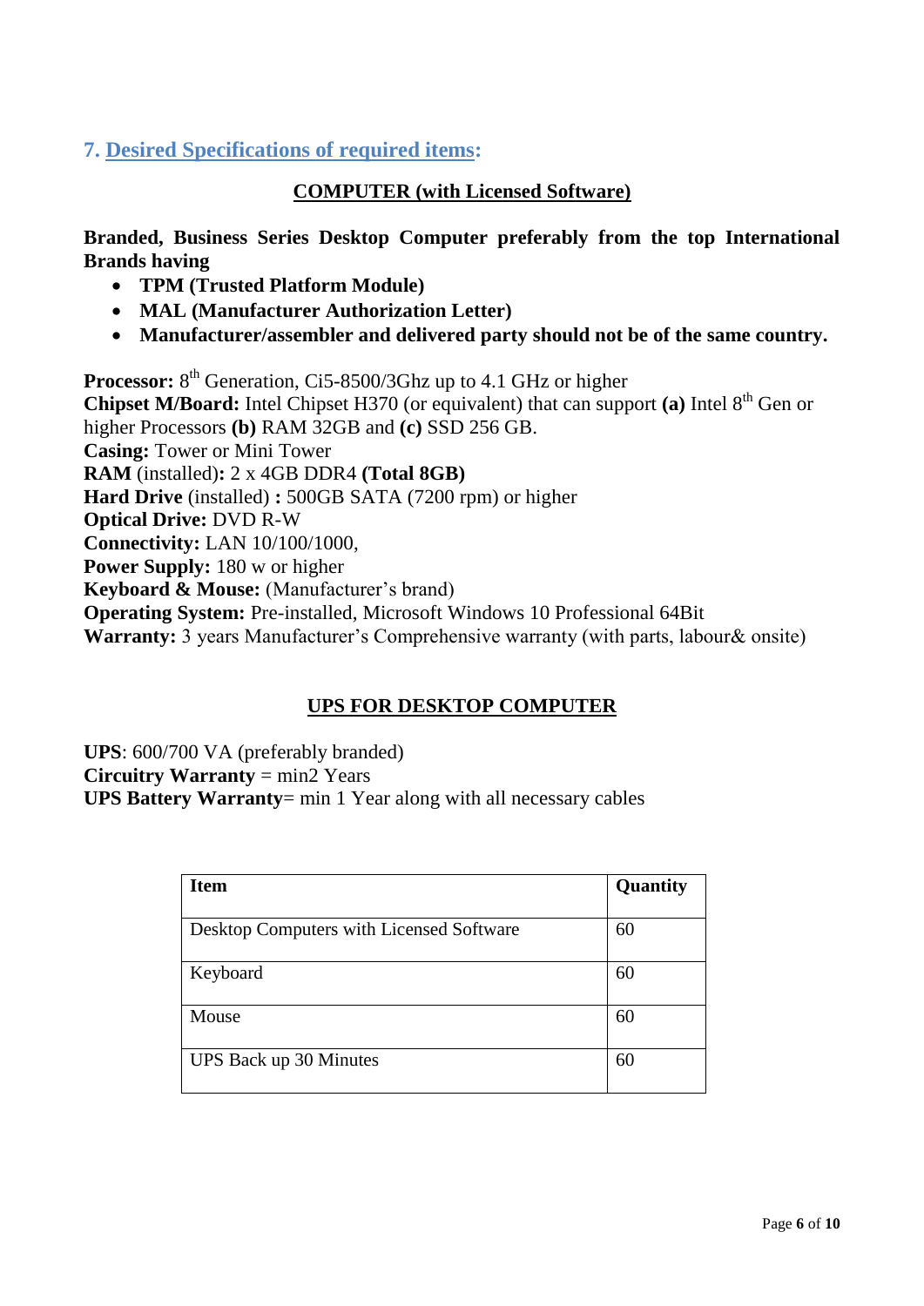## 7. Desired Specifications of required items:

### COMPUTER (with Licensed Software)

**Branded, Business Series Desktop Computer preferably from the top International Brands having**

- **TPM (Trusted Platform Module)**
- **MAL (Manufacturer Authorization Letter)**
- **Manufacturer/assembler and delivered party should not be of the same country.**

**Processor:** 8th Generation, Ci5-8500/3Ghz up to 4.1 GHz or higher
**Chipset M/Board:** Intel Chipset H370 (or equivalent) that can support **(a)** Intel 8th Gen or higher Processors **(b)** RAM 32GB and **(c)** SSD 256 GB.
**Casing:** Tower or Mini Tower
**RAM** (installed)**:** 2 x 4GB DDR4 **(Total 8GB)**
**Hard Drive** (installed) **:** 500GB SATA (7200 rpm) or higher
**Optical Drive:** DVD R-W
**Connectivity:** LAN 10/100/1000,
**Power Supply:** 180 w or higher
**Keyboard & Mouse:** (Manufacturer's brand)
**Operating System:** Pre-installed, Microsoft Windows 10 Professional 64Bit
**Warranty:** 3 years Manufacturer's Comprehensive warranty (with parts, labour& onsite)

### UPS FOR DESKTOP COMPUTER

**UPS**: 600/700 VA (preferably branded)
**Circuitry Warranty** = min2 Years
**UPS Battery Warranty**= min 1 Year along with all necessary cables

| Item | Quantity |
|---|---|
| Desktop Computers with Licensed Software | 60 |
| Keyboard | 60 |
| Mouse | 60 |
| UPS Back up 30 Minutes | 60 |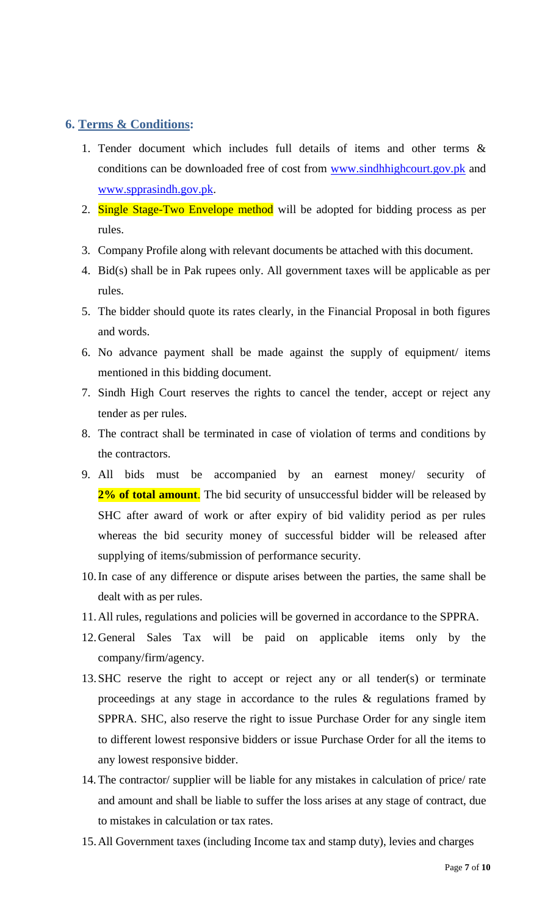## 6. Terms & Conditions:

1. Tender document which includes full details of items and other terms & conditions can be downloaded free of cost from www.sindhhighcourt.gov.pk and www.spprasindh.gov.pk.
2. Single Stage-Two Envelope method will be adopted for bidding process as per rules.
3. Company Profile along with relevant documents be attached with this document.
4. Bid(s) shall be in Pak rupees only. All government taxes will be applicable as per rules.
5. The bidder should quote its rates clearly, in the Financial Proposal in both figures and words.
6. No advance payment shall be made against the supply of equipment/ items mentioned in this bidding document.
7. Sindh High Court reserves the rights to cancel the tender, accept or reject any tender as per rules.
8. The contract shall be terminated in case of violation of terms and conditions by the contractors.
9. All bids must be accompanied by an earnest money/ security of **2% of total amount**. The bid security of unsuccessful bidder will be released by SHC after award of work or after expiry of bid validity period as per rules whereas the bid security money of successful bidder will be released after supplying of items/submission of performance security.
10. In case of any difference or dispute arises between the parties, the same shall be dealt with as per rules.
11. All rules, regulations and policies will be governed in accordance to the SPPRA.
12. General Sales Tax will be paid on applicable items only by the company/firm/agency.
13. SHC reserve the right to accept or reject any or all tender(s) or terminate proceedings at any stage in accordance to the rules & regulations framed by SPPRA. SHC, also reserve the right to issue Purchase Order for any single item to different lowest responsive bidders or issue Purchase Order for all the items to any lowest responsive bidder.
14. The contractor/ supplier will be liable for any mistakes in calculation of price/ rate and amount and shall be liable to suffer the loss arises at any stage of contract, due to mistakes in calculation or tax rates.
15. All Government taxes (including Income tax and stamp duty), levies and charges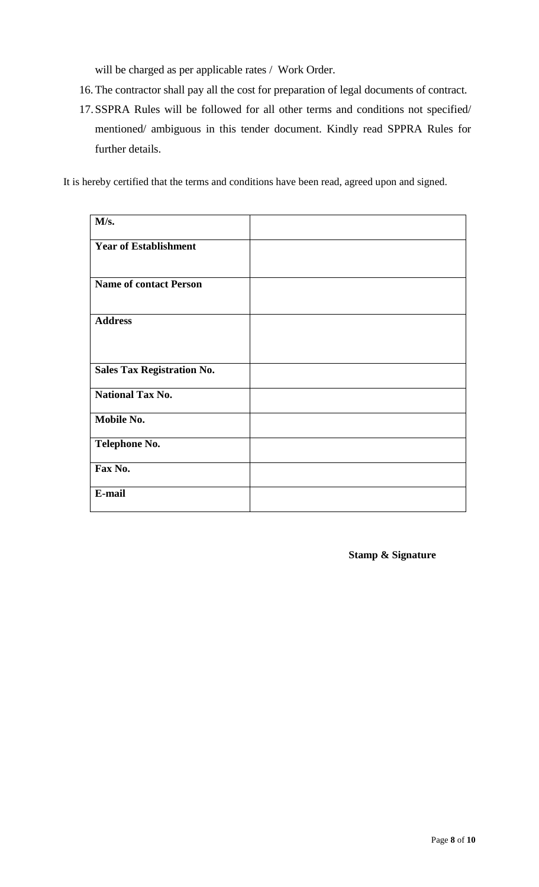will be charged as per applicable rates / Work Order.

16. The contractor shall pay all the cost for preparation of legal documents of contract.
17. SSPRA Rules will be followed for all other terms and conditions not specified/ mentioned/ ambiguous in this tender document. Kindly read SPPRA Rules for further details.

It is hereby certified that the terms and conditions have been read, agreed upon and signed.

| **M/s.** | |
|---|---|
| **Year of Establishment** | |
| **Name of contact Person** | |
| **Address** | |
| **Sales Tax Registration No.** | |
| **National Tax No.** | |
| **Mobile No.** | |
| **Telephone No.** | |
| **Fax No.** | |
| **E-mail** | |

**Stamp & Signature**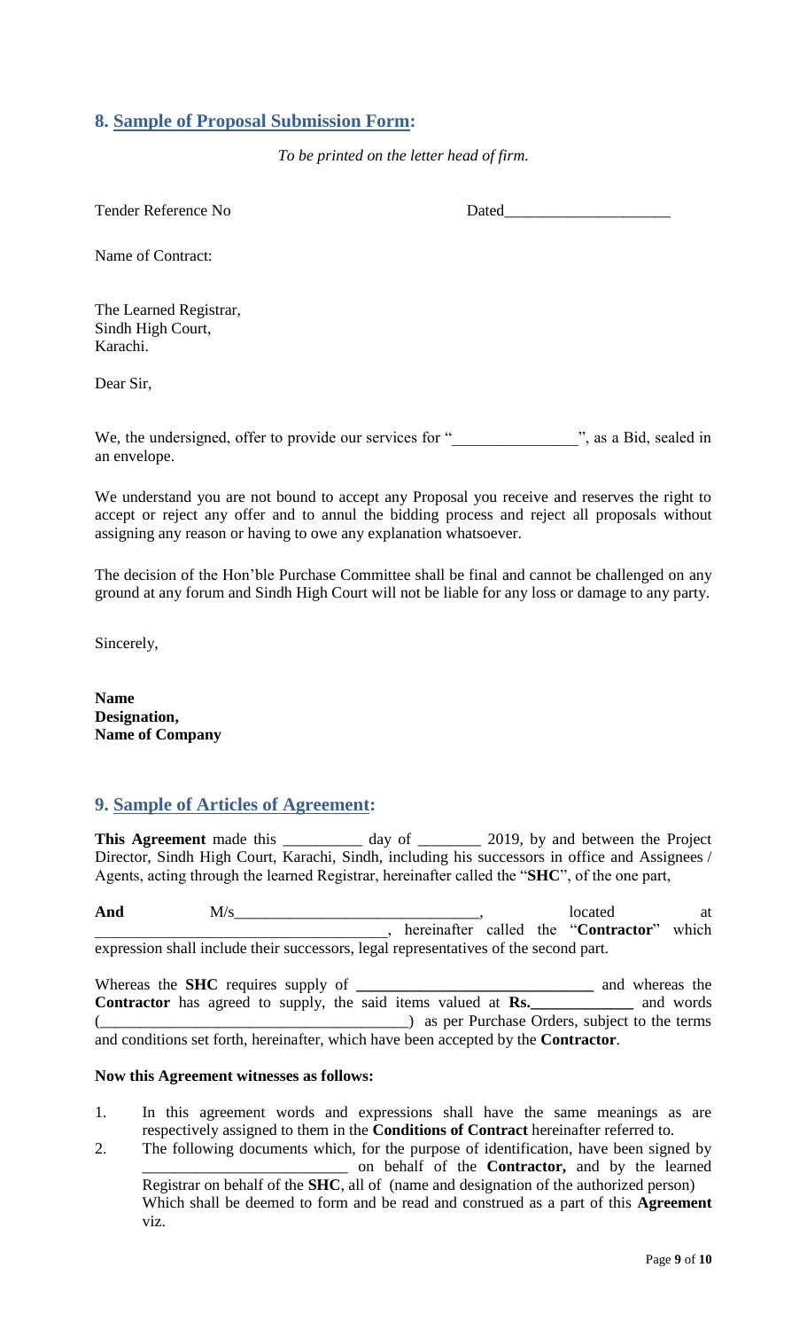## 8. Sample of Proposal Submission Form:

*To be printed on the letter head of firm.*

Tender Reference No                                                                 Dated____________________

Name of Contract:

The Learned Registrar,
Sindh High Court,
Karachi.

Dear Sir,

We, the undersigned, offer to provide our services for "_______________", as a Bid, sealed in an envelope.

We understand you are not bound to accept any Proposal you receive and reserves the right to accept or reject any offer and to annul the bidding process and reject all proposals without assigning any reason or having to owe any explanation whatsoever.

The decision of the Hon'ble Purchase Committee shall be final and cannot be challenged on any ground at any forum and Sindh High Court will not be liable for any loss or damage to any party.

Sincerely,

**Name**
**Designation,**
**Name of Company**

## 9. Sample of Articles of Agreement:

**This Agreement** made this __________ day of ________ 2019, by and between the Project Director, Sindh High Court, Karachi, Sindh, including his successors in office and Assignees / Agents, acting through the learned Registrar, hereinafter called the "**SHC**", of the one part,

**And** M/s______________________________, located at ____________________________________, hereinafter called the "**Contractor**" which expression shall include their successors, legal representatives of the second part.

Whereas the **SHC** requires supply of **______________________________** and whereas the **Contractor** has agreed to supply, the said items valued at **Rs.____________** and words (______________________________________) as per Purchase Orders, subject to the terms and conditions set forth, hereinafter, which have been accepted by the **Contractor**.

**Now this Agreement witnesses as follows:**

1. In this agreement words and expressions shall have the same meanings as are respectively assigned to them in the **Conditions of Contract** hereinafter referred to.
2. The following documents which, for the purpose of identification, have been signed by __________________________ on behalf of the **Contractor,** and by the learned Registrar on behalf of the **SHC**, all of (name and designation of the authorized person) Which shall be deemed to form and be read and construed as a part of this **Agreement** viz.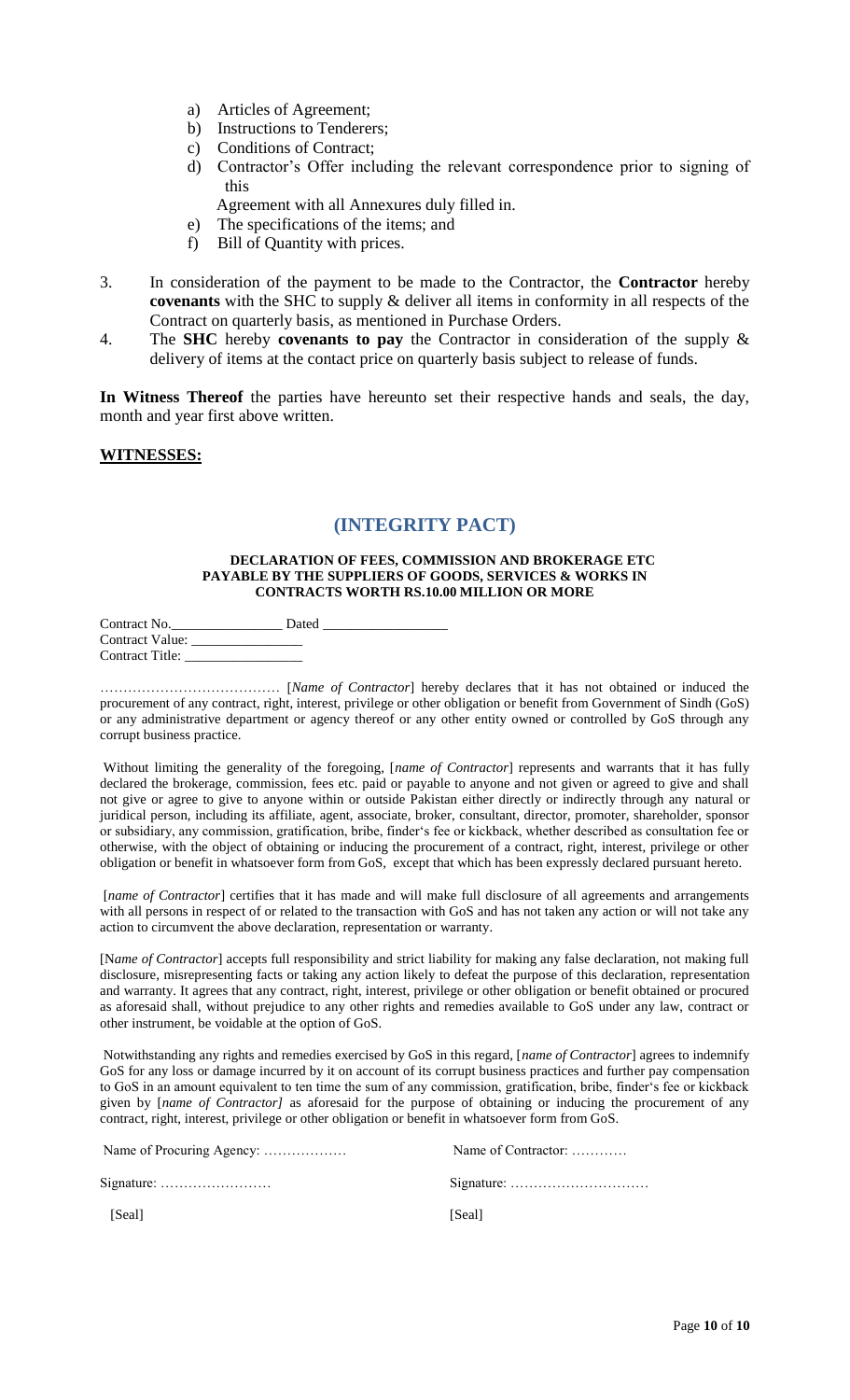a) Articles of Agreement;
b) Instructions to Tenderers;
c) Conditions of Contract;
d) Contractor's Offer including the relevant correspondence prior to signing of this Agreement with all Annexures duly filled in.
e) The specifications of the items; and
f) Bill of Quantity with prices.

3. In consideration of the payment to be made to the Contractor, the **Contractor** hereby **covenants** with the SHC to supply & deliver all items in conformity in all respects of the Contract on quarterly basis, as mentioned in Purchase Orders.
4. The **SHC** hereby **covenants to pay** the Contractor in consideration of the supply & delivery of items at the contact price on quarterly basis subject to release of funds.

**In Witness Thereof** the parties have hereunto set their respective hands and seals, the day, month and year first above written.

**WITNESSES:**

## (INTEGRITY PACT)

**DECLARATION OF FEES, COMMISSION AND BROKERAGE ETC PAYABLE BY THE SUPPLIERS OF GOODS, SERVICES & WORKS IN CONTRACTS WORTH RS.10.00 MILLION OR MORE**

Contract No.________________ Dated __________________
Contract Value: ________________
Contract Title: _________________

………………………………… [*Name of Contractor*] hereby declares that it has not obtained or induced the procurement of any contract, right, interest, privilege or other obligation or benefit from Government of Sindh (GoS) or any administrative department or agency thereof or any other entity owned or controlled by GoS through any corrupt business practice.

Without limiting the generality of the foregoing, [*name of Contractor*] represents and warrants that it has fully declared the brokerage, commission, fees etc. paid or payable to anyone and not given or agreed to give and shall not give or agree to give to anyone within or outside Pakistan either directly or indirectly through any natural or juridical person, including its affiliate, agent, associate, broker, consultant, director, promoter, shareholder, sponsor or subsidiary, any commission, gratification, bribe, finder's fee or kickback, whether described as consultation fee or otherwise, with the object of obtaining or inducing the procurement of a contract, right, interest, privilege or other obligation or benefit in whatsoever form from GoS, except that which has been expressly declared pursuant hereto.

[*name of Contractor*] certifies that it has made and will make full disclosure of all agreements and arrangements with all persons in respect of or related to the transaction with GoS and has not taken any action or will not take any action to circumvent the above declaration, representation or warranty.

[N*ame of Contractor*] accepts full responsibility and strict liability for making any false declaration, not making full disclosure, misrepresenting facts or taking any action likely to defeat the purpose of this declaration, representation and warranty. It agrees that any contract, right, interest, privilege or other obligation or benefit obtained or procured as aforesaid shall, without prejudice to any other rights and remedies available to GoS under any law, contract or other instrument, be voidable at the option of GoS.

Notwithstanding any rights and remedies exercised by GoS in this regard, [*name of Contractor*] agrees to indemnify GoS for any loss or damage incurred by it on account of its corrupt business practices and further pay compensation to GoS in an amount equivalent to ten time the sum of any commission, gratification, bribe, finder's fee or kickback given by [*name of Contractor]* as aforesaid for the purpose of obtaining or inducing the procurement of any contract, right, interest, privilege or other obligation or benefit in whatsoever form from GoS.

| | |
|---|---|
| Name of Procuring Agency: ……………… | Name of Contractor: ………… |
| Signature: …………………… | Signature: ………………………… |
| [Seal] | [Seal] |